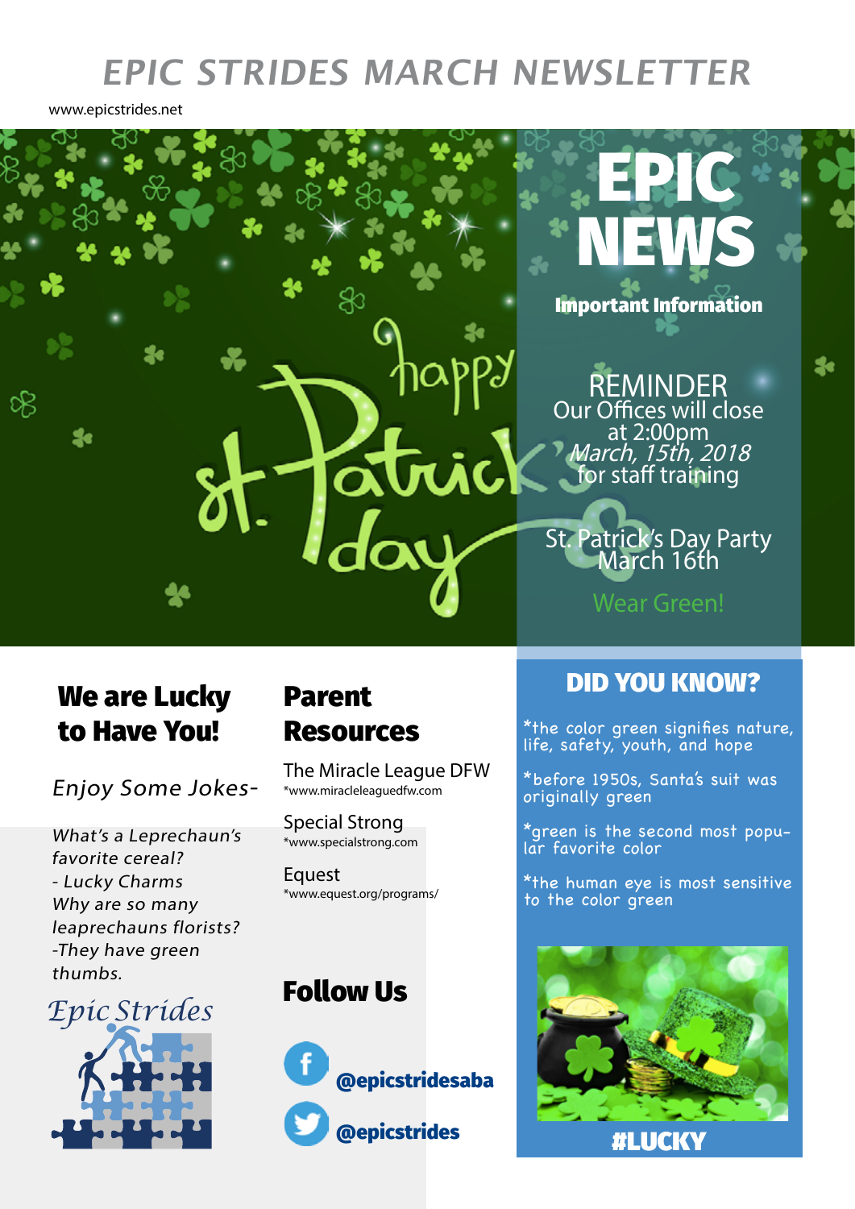# EPIC STRIDES MARCH NEWSLETTER

www.epicstrides.net

happy st. Patrick's day

## EPIC NEWS

**Important Information**

REMINDER
Our Offices will close at 2:00pm
*March, 15th, 2018*
for staff training

St. Patrick's Day Party
March 16th

Wear Green!

## We are Lucky to Have You!

*Enjoy Some Jokes-*

*What's a Leprechaun's favorite cereal?*
*- Lucky Charms*
*Why are so many leaprechauns florists?*
*-They have green thumbs.*

Epic Strides

## Parent Resources

The Miracle League DFW
*www.miracleleaguedfw.com

Special Strong
*www.specialstrong.com

Equest
*www.equest.org/programs/

## Follow Us

@epicstridesaba

@epicstrides

## DID YOU KNOW?

*the color green signifies nature, life, safety, youth, and hope

*before 1950s, Santa's suit was originally green

*green is the second most popular favorite color

*the human eye is most sensitive to the color green

#LUCKY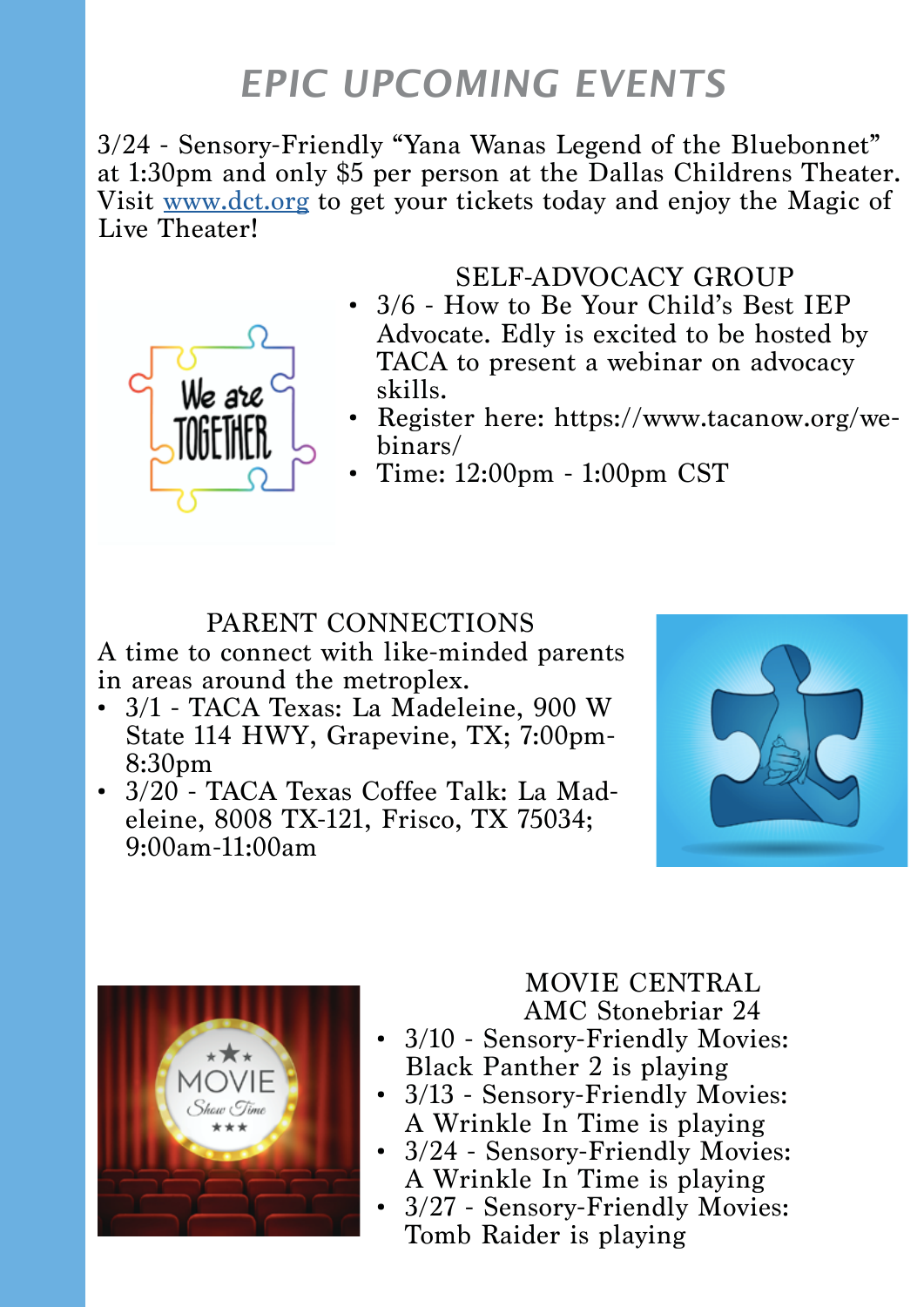# EPIC UPCOMING EVENTS

3/24 - Sensory-Friendly "Yana Wanas Legend of the Bluebonnet" at 1:30pm and only $5 per person at the Dallas Childrens Theater. Visit www.dct.org to get your tickets today and enjoy the Magic of Live Theater!

## SELF-ADVOCACY GROUP

- 3/6 - How to Be Your Child's Best IEP Advocate. Edly is excited to be hosted by TACA to present a webinar on advocacy skills.
- Register here: https://www.tacanow.org/webinars/
- Time: 12:00pm - 1:00pm CST

## PARENT CONNECTIONS

A time to connect with like-minded parents in areas around the metroplex.

- 3/1 - TACA Texas: La Madeleine, 900 W State 114 HWY, Grapevine, TX; 7:00pm-8:30pm
- 3/20 - TACA Texas Coffee Talk: La Madeleine, 8008 TX-121, Frisco, TX 75034; 9:00am-11:00am

## MOVIE CENTRAL

AMC Stonebriar 24

- 3/10 - Sensory-Friendly Movies: Black Panther 2 is playing
- 3/13 - Sensory-Friendly Movies: A Wrinkle In Time is playing
- 3/24 - Sensory-Friendly Movies: A Wrinkle In Time is playing
- 3/27 - Sensory-Friendly Movies: Tomb Raider is playing